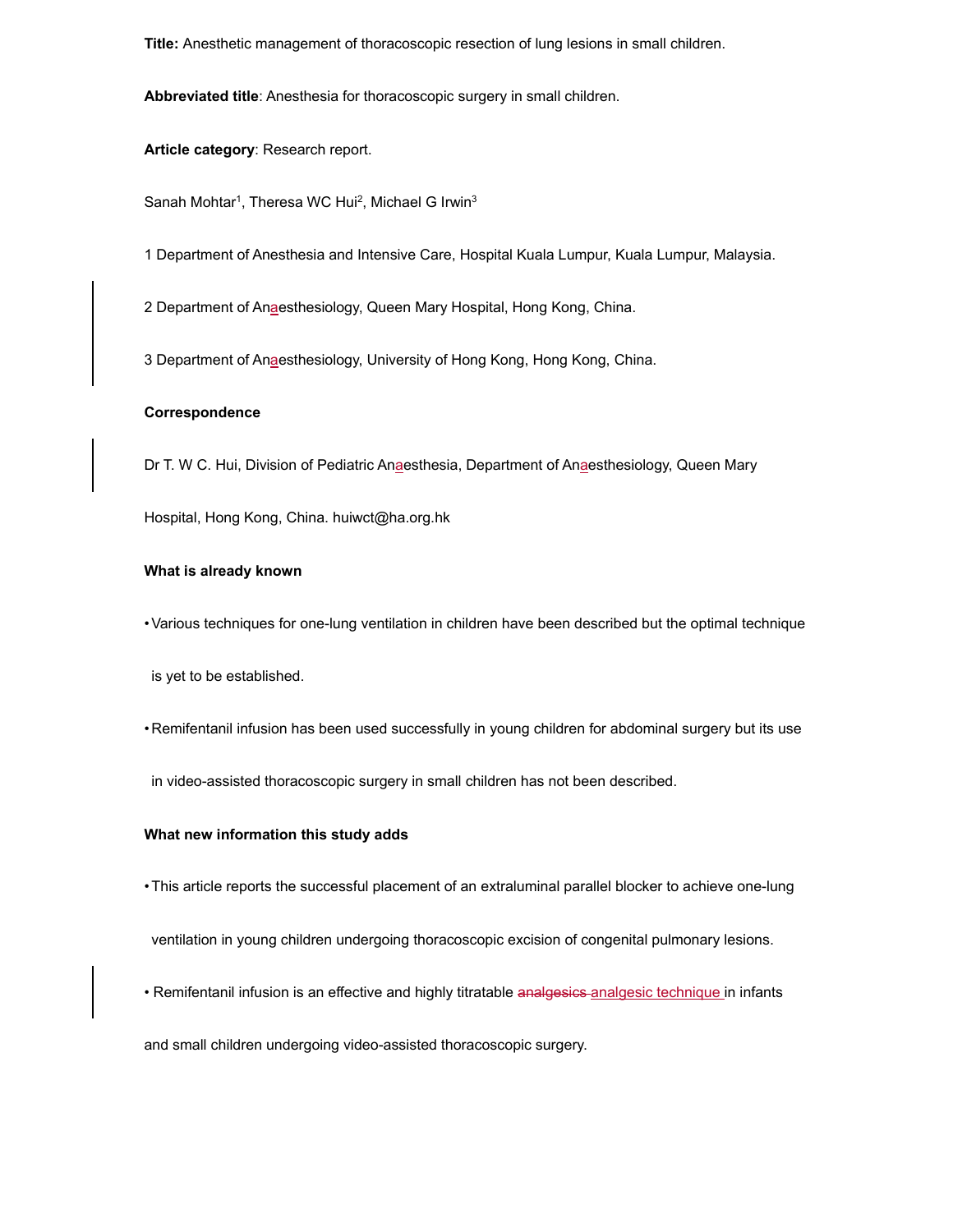**Title:** Anesthetic management of thoracoscopic resection of lung lesions in small children.

**Abbreviated title**: Anesthesia for thoracoscopic surgery in small children.

**Article category**: Research report.

Sanah Mohtar[1], Theresa WC Hui[2], Michael G Irwin[3]

1 Department of Anesthesia and Intensive Care, Hospital Kuala Lumpur, Kuala Lumpur, Malaysia.

2 Department of Anaesthesiology, Queen Mary Hospital, Hong Kong, China.

3 Department of Anaesthesiology, University of Hong Kong, Hong Kong, China.

**Correspondence**

Dr T. W C. Hui, Division of Pediatric Anaesthesia, Department of Anaesthesiology, Queen Mary Hospital, Hong Kong, China. huiwct@ha.org.hk

**What is already known**

- Various techniques for one-lung ventilation in children have been described but the optimal technique is yet to be established.
- Remifentanil infusion has been used successfully in young children for abdominal surgery but its use in video-assisted thoracoscopic surgery in small children has not been described.

**What new information this study adds**

- This article reports the successful placement of an extraluminal parallel blocker to achieve one-lung ventilation in young children undergoing thoracoscopic excision of congenital pulmonary lesions.
- Remifentanil infusion is an effective and highly titratable ~~analgesics~~ analgesic technique in infants and small children undergoing video-assisted thoracoscopic surgery.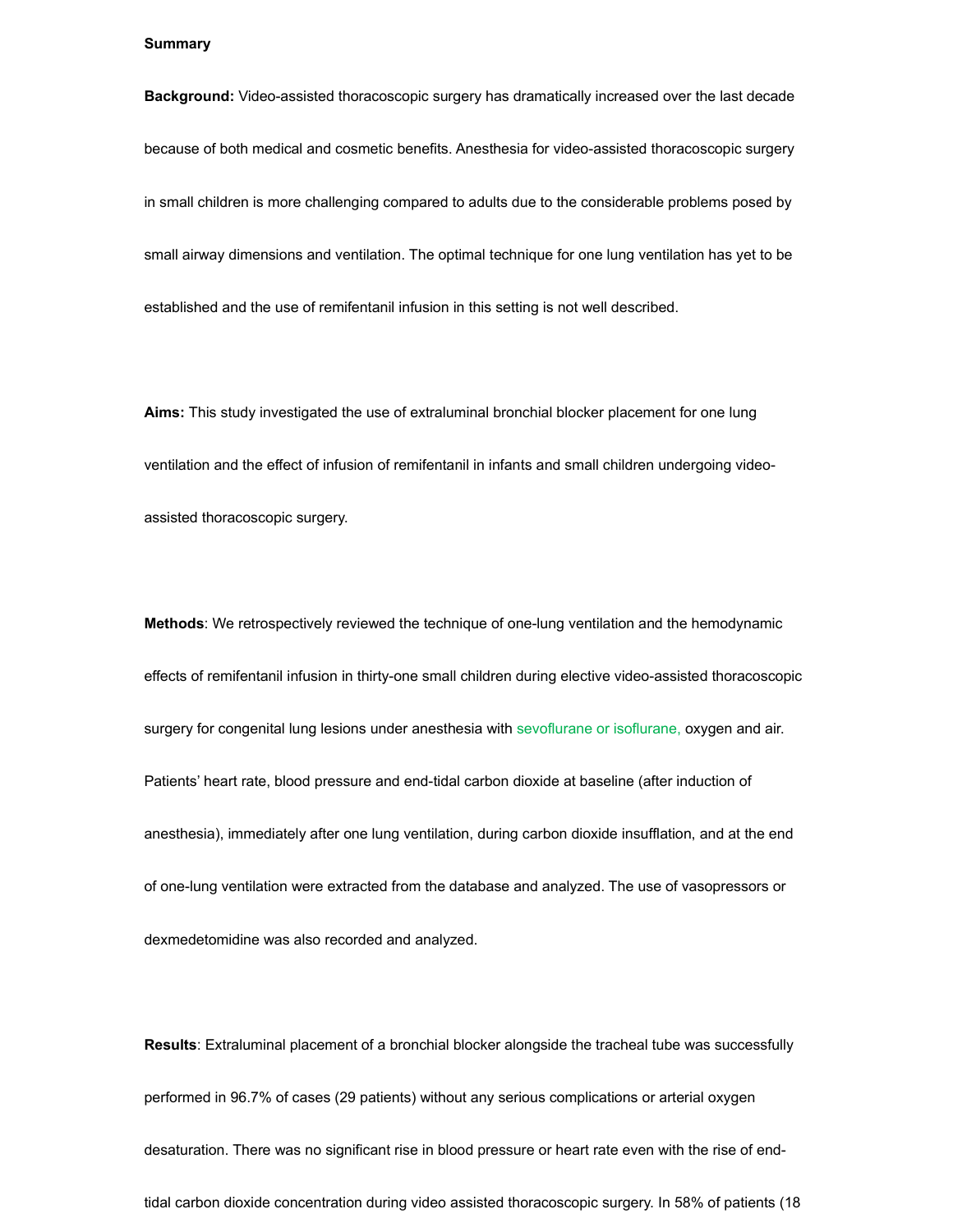**Summary**

**Background:** Video-assisted thoracoscopic surgery has dramatically increased over the last decade because of both medical and cosmetic benefits. Anesthesia for video-assisted thoracoscopic surgery in small children is more challenging compared to adults due to the considerable problems posed by small airway dimensions and ventilation. The optimal technique for one lung ventilation has yet to be established and the use of remifentanil infusion in this setting is not well described.

**Aims:** This study investigated the use of extraluminal bronchial blocker placement for one lung ventilation and the effect of infusion of remifentanil in infants and small children undergoing video-assisted thoracoscopic surgery.

**Methods**: We retrospectively reviewed the technique of one-lung ventilation and the hemodynamic effects of remifentanil infusion in thirty-one small children during elective video-assisted thoracoscopic surgery for congenital lung lesions under anesthesia with sevoflurane or isoflurane, oxygen and air. Patients' heart rate, blood pressure and end-tidal carbon dioxide at baseline (after induction of anesthesia), immediately after one lung ventilation, during carbon dioxide insufflation, and at the end of one-lung ventilation were extracted from the database and analyzed. The use of vasopressors or dexmedetomidine was also recorded and analyzed.

**Results**: Extraluminal placement of a bronchial blocker alongside the tracheal tube was successfully performed in 96.7% of cases (29 patients) without any serious complications or arterial oxygen desaturation. There was no significant rise in blood pressure or heart rate even with the rise of end-tidal carbon dioxide concentration during video assisted thoracoscopic surgery. In 58% of patients (18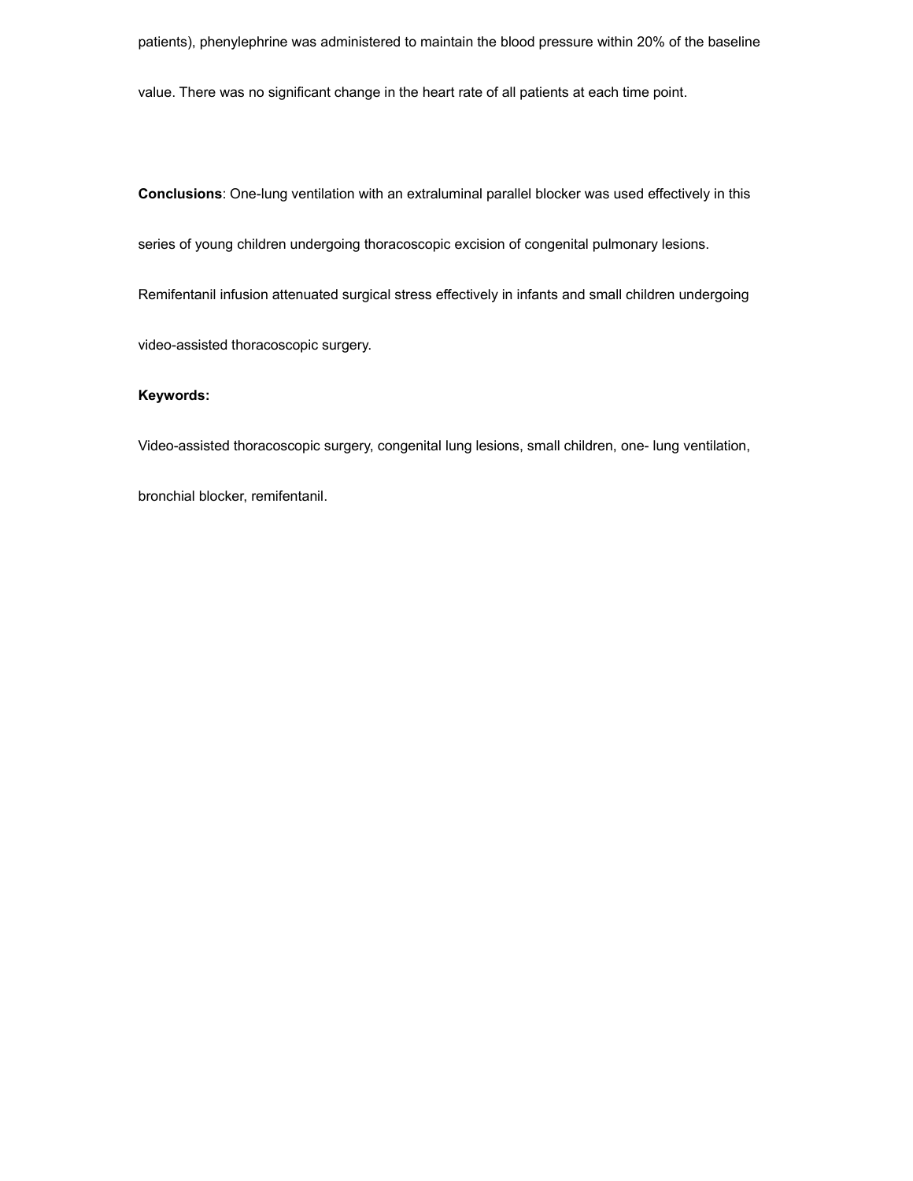patients), phenylephrine was administered to maintain the blood pressure within 20% of the baseline value. There was no significant change in the heart rate of all patients at each time point.

**Conclusions**: One-lung ventilation with an extraluminal parallel blocker was used effectively in this series of young children undergoing thoracoscopic excision of congenital pulmonary lesions. Remifentanil infusion attenuated surgical stress effectively in infants and small children undergoing video-assisted thoracoscopic surgery.

**Keywords:**

Video-assisted thoracoscopic surgery, congenital lung lesions, small children, one- lung ventilation, bronchial blocker, remifentanil.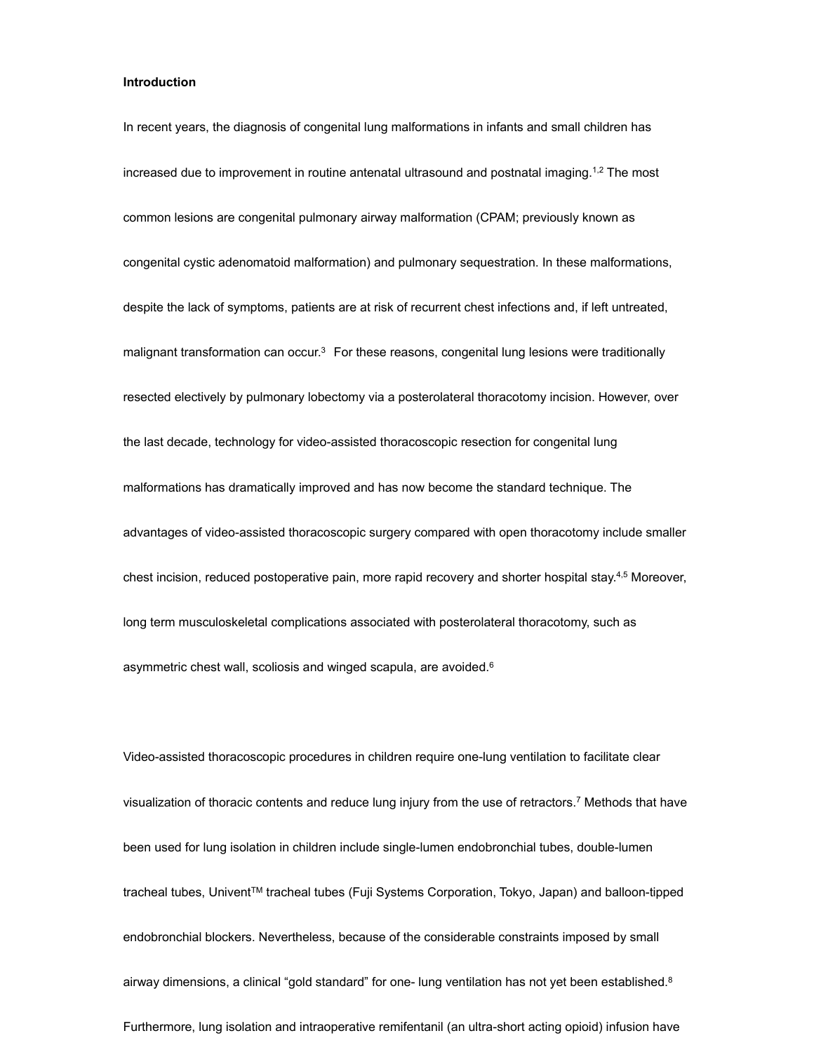**Introduction**

In recent years, the diagnosis of congenital lung malformations in infants and small children has increased due to improvement in routine antenatal ultrasound and postnatal imaging.[1,2] The most common lesions are congenital pulmonary airway malformation (CPAM; previously known as congenital cystic adenomatoid malformation) and pulmonary sequestration. In these malformations, despite the lack of symptoms, patients are at risk of recurrent chest infections and, if left untreated, malignant transformation can occur.[3] For these reasons, congenital lung lesions were traditionally resected electively by pulmonary lobectomy via a posterolateral thoracotomy incision. However, over the last decade, technology for video-assisted thoracoscopic resection for congenital lung malformations has dramatically improved and has now become the standard technique. The advantages of video-assisted thoracoscopic surgery compared with open thoracotomy include smaller chest incision, reduced postoperative pain, more rapid recovery and shorter hospital stay.[4,5] Moreover, long term musculoskeletal complications associated with posterolateral thoracotomy, such as asymmetric chest wall, scoliosis and winged scapula, are avoided.[6]

Video-assisted thoracoscopic procedures in children require one-lung ventilation to facilitate clear visualization of thoracic contents and reduce lung injury from the use of retractors.[7] Methods that have been used for lung isolation in children include single-lumen endobronchial tubes, double-lumen tracheal tubes, Univent™ tracheal tubes (Fuji Systems Corporation, Tokyo, Japan) and balloon-tipped endobronchial blockers. Nevertheless, because of the considerable constraints imposed by small airway dimensions, a clinical "gold standard" for one- lung ventilation has not yet been established.[8] Furthermore, lung isolation and intraoperative remifentanil (an ultra-short acting opioid) infusion have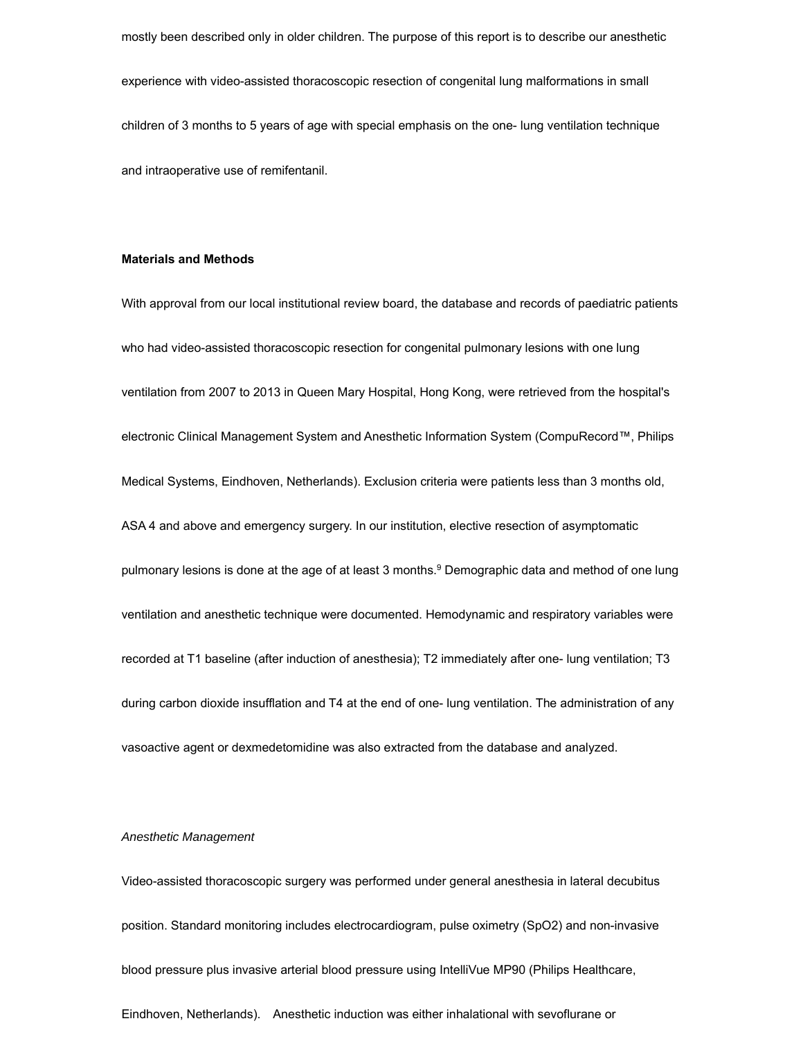mostly been described only in older children. The purpose of this report is to describe our anesthetic experience with video-assisted thoracoscopic resection of congenital lung malformations in small children of 3 months to 5 years of age with special emphasis on the one- lung ventilation technique and intraoperative use of remifentanil.

## Materials and Methods

With approval from our local institutional review board, the database and records of paediatric patients who had video-assisted thoracoscopic resection for congenital pulmonary lesions with one lung ventilation from 2007 to 2013 in Queen Mary Hospital, Hong Kong, were retrieved from the hospital's electronic Clinical Management System and Anesthetic Information System (CompuRecord™, Philips Medical Systems, Eindhoven, Netherlands). Exclusion criteria were patients less than 3 months old, ASA 4 and above and emergency surgery. In our institution, elective resection of asymptomatic pulmonary lesions is done at the age of at least 3 months.[9] Demographic data and method of one lung ventilation and anesthetic technique were documented. Hemodynamic and respiratory variables were recorded at T1 baseline (after induction of anesthesia); T2 immediately after one- lung ventilation; T3 during carbon dioxide insufflation and T4 at the end of one- lung ventilation. The administration of any vasoactive agent or dexmedetomidine was also extracted from the database and analyzed.

### *Anesthetic Management*

Video-assisted thoracoscopic surgery was performed under general anesthesia in lateral decubitus position. Standard monitoring includes electrocardiogram, pulse oximetry (SpO2) and non-invasive blood pressure plus invasive arterial blood pressure using IntelliVue MP90 (Philips Healthcare, Eindhoven, Netherlands). Anesthetic induction was either inhalational with sevoflurane or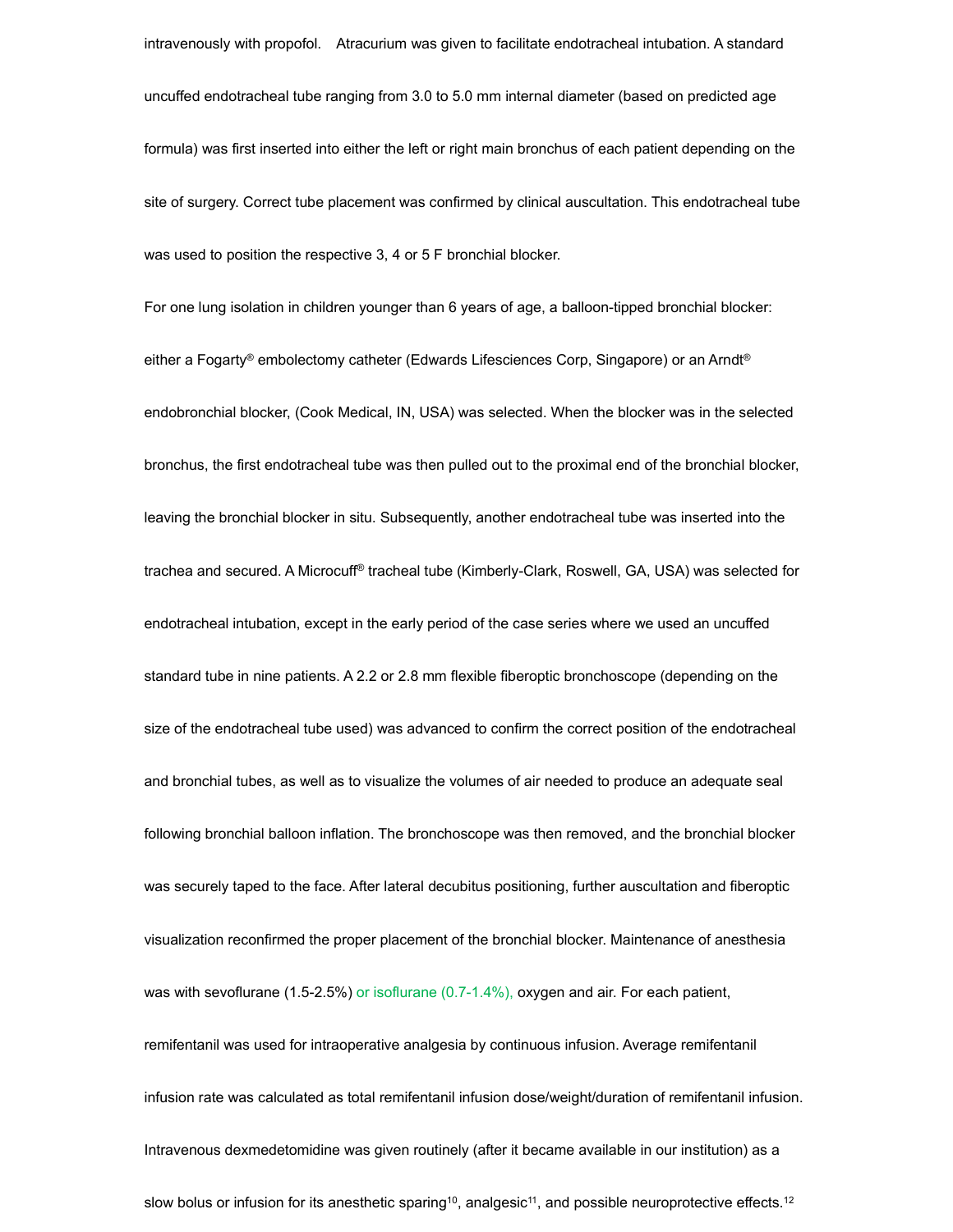intravenously with propofol.  Atracurium was given to facilitate endotracheal intubation. A standard uncuffed endotracheal tube ranging from 3.0 to 5.0 mm internal diameter (based on predicted age formula) was first inserted into either the left or right main bronchus of each patient depending on the site of surgery. Correct tube placement was confirmed by clinical auscultation. This endotracheal tube was used to position the respective 3, 4 or 5 F bronchial blocker.

For one lung isolation in children younger than 6 years of age, a balloon-tipped bronchial blocker: either a Fogarty® embolectomy catheter (Edwards Lifesciences Corp, Singapore) or an Arndt® endobronchial blocker, (Cook Medical, IN, USA) was selected. When the blocker was in the selected bronchus, the first endotracheal tube was then pulled out to the proximal end of the bronchial blocker, leaving the bronchial blocker in situ. Subsequently, another endotracheal tube was inserted into the trachea and secured. A Microcuff® tracheal tube (Kimberly-Clark, Roswell, GA, USA) was selected for endotracheal intubation, except in the early period of the case series where we used an uncuffed standard tube in nine patients. A 2.2 or 2.8 mm flexible fiberoptic bronchoscope (depending on the size of the endotracheal tube used) was advanced to confirm the correct position of the endotracheal and bronchial tubes, as well as to visualize the volumes of air needed to produce an adequate seal following bronchial balloon inflation. The bronchoscope was then removed, and the bronchial blocker was securely taped to the face. After lateral decubitus positioning, further auscultation and fiberoptic visualization reconfirmed the proper placement of the bronchial blocker. Maintenance of anesthesia was with sevoflurane (1.5-2.5%) or isoflurane (0.7-1.4%), oxygen and air. For each patient, remifentanil was used for intraoperative analgesia by continuous infusion. Average remifentanil infusion rate was calculated as total remifentanil infusion dose/weight/duration of remifentanil infusion. Intravenous dexmedetomidine was given routinely (after it became available in our institution) as a slow bolus or infusion for its anesthetic sparing[10], analgesic[11], and possible neuroprotective effects.[12]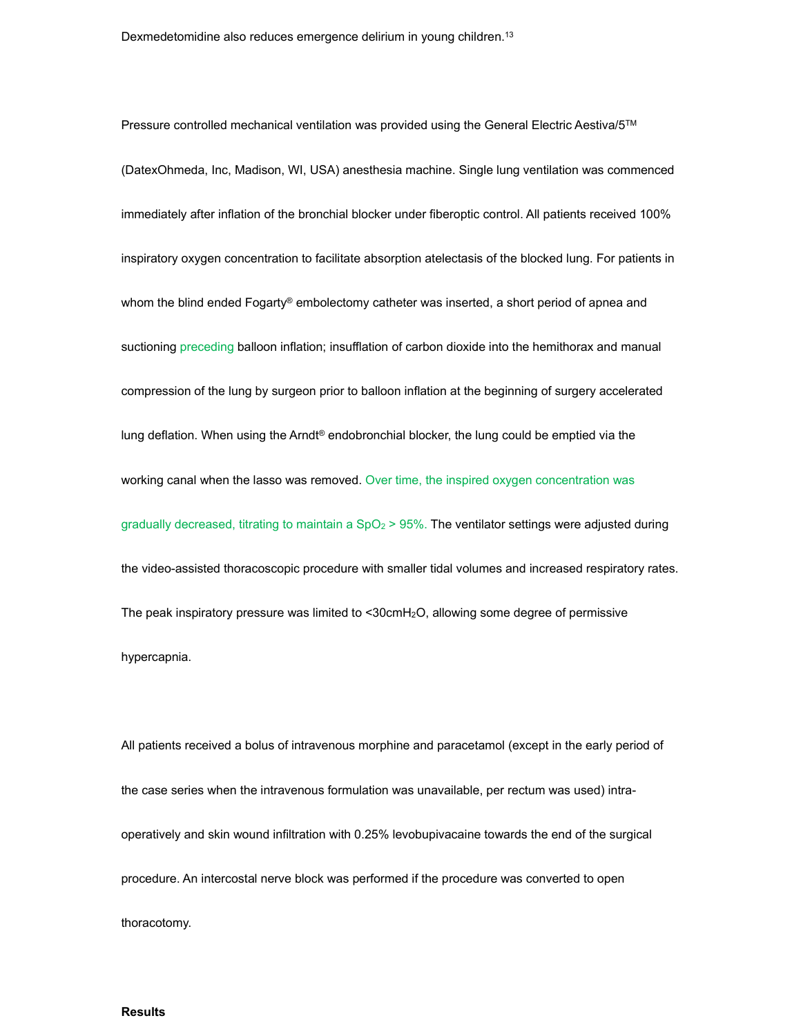Dexmedetomidine also reduces emergence delirium in young children.[13]

Pressure controlled mechanical ventilation was provided using the General Electric Aestiva/5™ (DatexOhmeda, Inc, Madison, WI, USA) anesthesia machine. Single lung ventilation was commenced immediately after inflation of the bronchial blocker under fiberoptic control. All patients received 100% inspiratory oxygen concentration to facilitate absorption atelectasis of the blocked lung. For patients in whom the blind ended Fogarty® embolectomy catheter was inserted, a short period of apnea and suctioning preceding balloon inflation; insufflation of carbon dioxide into the hemithorax and manual compression of the lung by surgeon prior to balloon inflation at the beginning of surgery accelerated lung deflation. When using the Arndt® endobronchial blocker, the lung could be emptied via the working canal when the lasso was removed. Over time, the inspired oxygen concentration was gradually decreased, titrating to maintain a $SpO_2$ > 95%. The ventilator settings were adjusted during the video-assisted thoracoscopic procedure with smaller tidal volumes and increased respiratory rates. The peak inspiratory pressure was limited to <30cm$H_2O$, allowing some degree of permissive hypercapnia.

All patients received a bolus of intravenous morphine and paracetamol (except in the early period of the case series when the intravenous formulation was unavailable, per rectum was used) intra-operatively and skin wound infiltration with 0.25% levobupivacaine towards the end of the surgical procedure. An intercostal nerve block was performed if the procedure was converted to open thoracotomy.

**Results**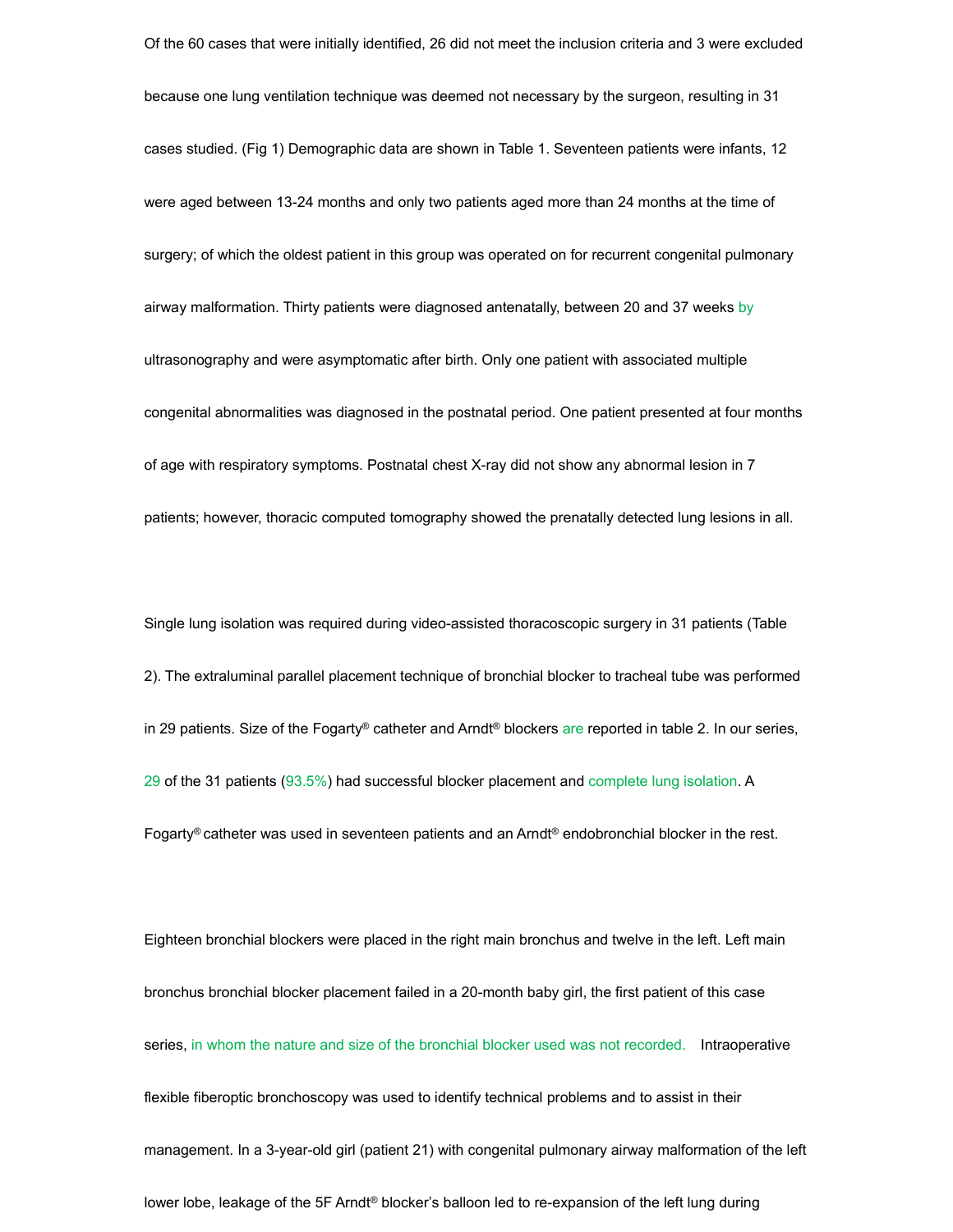Of the 60 cases that were initially identified, 26 did not meet the inclusion criteria and 3 were excluded because one lung ventilation technique was deemed not necessary by the surgeon, resulting in 31 cases studied. (Fig 1) Demographic data are shown in Table 1. Seventeen patients were infants, 12 were aged between 13-24 months and only two patients aged more than 24 months at the time of surgery; of which the oldest patient in this group was operated on for recurrent congenital pulmonary airway malformation. Thirty patients were diagnosed antenatally, between 20 and 37 weeks by ultrasonography and were asymptomatic after birth. Only one patient with associated multiple congenital abnormalities was diagnosed in the postnatal period. One patient presented at four months of age with respiratory symptoms. Postnatal chest X-ray did not show any abnormal lesion in 7 patients; however, thoracic computed tomography showed the prenatally detected lung lesions in all.

Single lung isolation was required during video-assisted thoracoscopic surgery in 31 patients (Table 2). The extraluminal parallel placement technique of bronchial blocker to tracheal tube was performed in 29 patients. Size of the Fogarty® catheter and Arndt® blockers are reported in table 2. In our series, 29 of the 31 patients (93.5%) had successful blocker placement and complete lung isolation. A Fogarty® catheter was used in seventeen patients and an Arndt® endobronchial blocker in the rest.

Eighteen bronchial blockers were placed in the right main bronchus and twelve in the left. Left main bronchus bronchial blocker placement failed in a 20-month baby girl, the first patient of this case series, in whom the nature and size of the bronchial blocker used was not recorded. Intraoperative flexible fiberoptic bronchoscopy was used to identify technical problems and to assist in their management. In a 3-year-old girl (patient 21) with congenital pulmonary airway malformation of the left lower lobe, leakage of the 5F Arndt® blocker's balloon led to re-expansion of the left lung during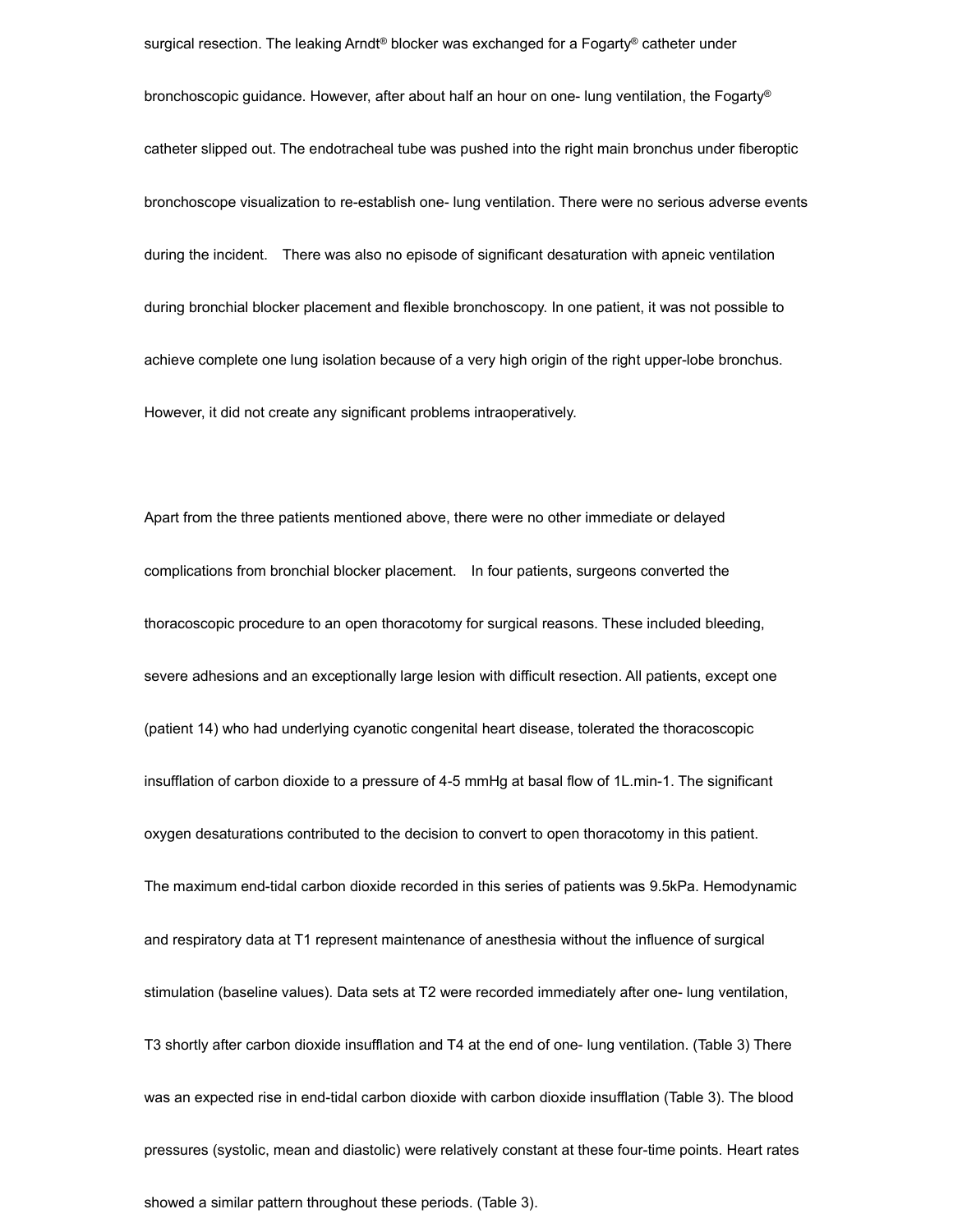surgical resection. The leaking Arndt® blocker was exchanged for a Fogarty® catheter under bronchoscopic guidance. However, after about half an hour on one- lung ventilation, the Fogarty® catheter slipped out. The endotracheal tube was pushed into the right main bronchus under fiberoptic bronchoscope visualization to re-establish one- lung ventilation. There were no serious adverse events during the incident. There was also no episode of significant desaturation with apneic ventilation during bronchial blocker placement and flexible bronchoscopy. In one patient, it was not possible to achieve complete one lung isolation because of a very high origin of the right upper-lobe bronchus. However, it did not create any significant problems intraoperatively.

Apart from the three patients mentioned above, there were no other immediate or delayed complications from bronchial blocker placement. In four patients, surgeons converted the thoracoscopic procedure to an open thoracotomy for surgical reasons. These included bleeding, severe adhesions and an exceptionally large lesion with difficult resection. All patients, except one (patient 14) who had underlying cyanotic congenital heart disease, tolerated the thoracoscopic insufflation of carbon dioxide to a pressure of 4-5 mmHg at basal flow of 1L.min-1. The significant oxygen desaturations contributed to the decision to convert to open thoracotomy in this patient. The maximum end-tidal carbon dioxide recorded in this series of patients was 9.5kPa. Hemodynamic and respiratory data at T1 represent maintenance of anesthesia without the influence of surgical stimulation (baseline values). Data sets at T2 were recorded immediately after one- lung ventilation, T3 shortly after carbon dioxide insufflation and T4 at the end of one- lung ventilation. (Table 3) There was an expected rise in end-tidal carbon dioxide with carbon dioxide insufflation (Table 3). The blood pressures (systolic, mean and diastolic) were relatively constant at these four-time points. Heart rates showed a similar pattern throughout these periods. (Table 3).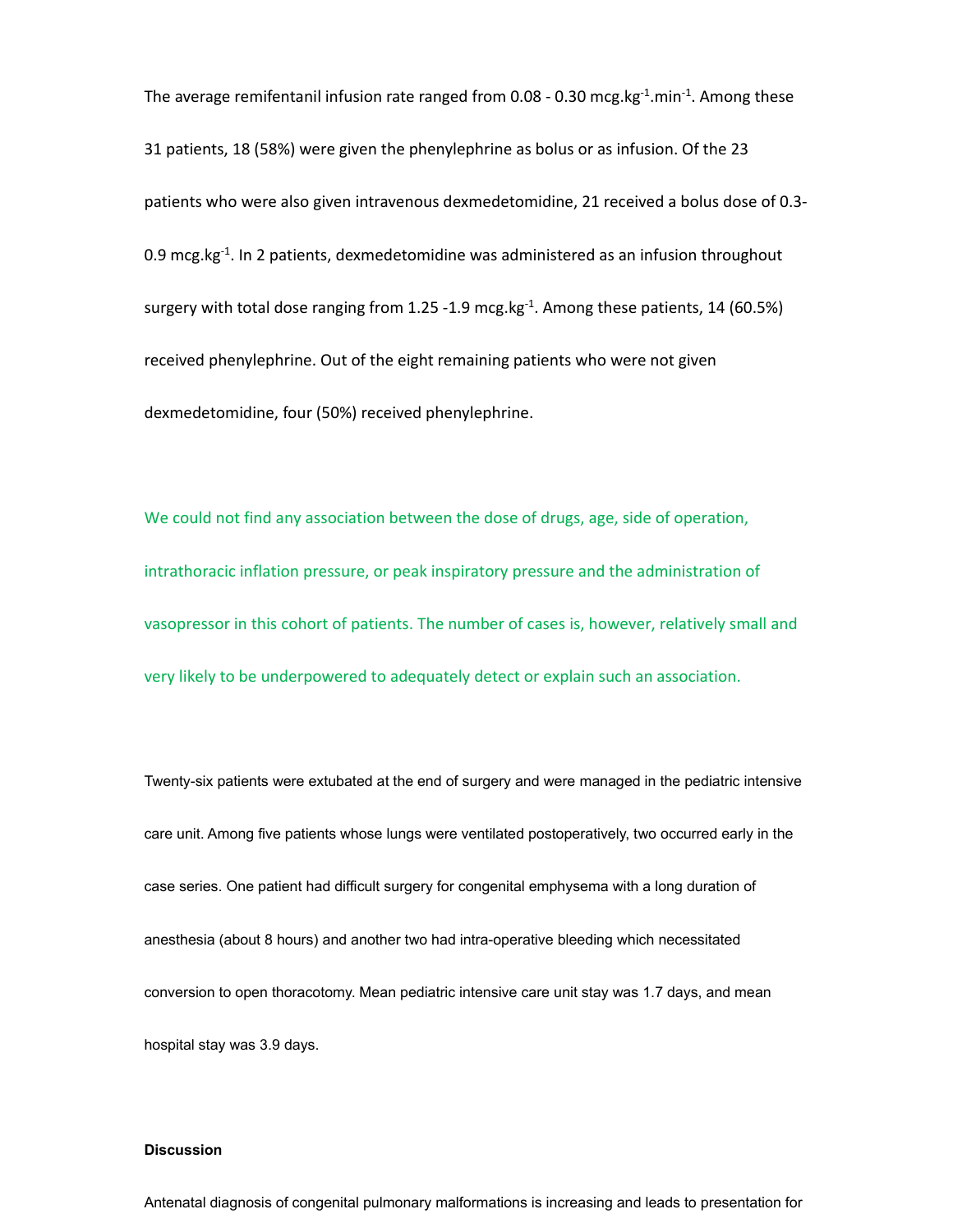The average remifentanil infusion rate ranged from 0.08 - 0.30 $mcg.kg^{-1}.min^{-1}$. Among these 31 patients, 18 (58%) were given the phenylephrine as bolus or as infusion. Of the 23 patients who were also given intravenous dexmedetomidine, 21 received a bolus dose of 0.3-0.9 $mcg.kg^{-1}$. In 2 patients, dexmedetomidine was administered as an infusion throughout surgery with total dose ranging from 1.25 -1.9 $mcg.kg^{-1}$. Among these patients, 14 (60.5%) received phenylephrine. Out of the eight remaining patients who were not given dexmedetomidine, four (50%) received phenylephrine.

We could not find any association between the dose of drugs, age, side of operation, intrathoracic inflation pressure, or peak inspiratory pressure and the administration of vasopressor in this cohort of patients. The number of cases is, however, relatively small and very likely to be underpowered to adequately detect or explain such an association.

Twenty-six patients were extubated at the end of surgery and were managed in the pediatric intensive care unit. Among five patients whose lungs were ventilated postoperatively, two occurred early in the case series. One patient had difficult surgery for congenital emphysema with a long duration of anesthesia (about 8 hours) and another two had intra-operative bleeding which necessitated conversion to open thoracotomy. Mean pediatric intensive care unit stay was 1.7 days, and mean hospital stay was 3.9 days.

## Discussion

Antenatal diagnosis of congenital pulmonary malformations is increasing and leads to presentation for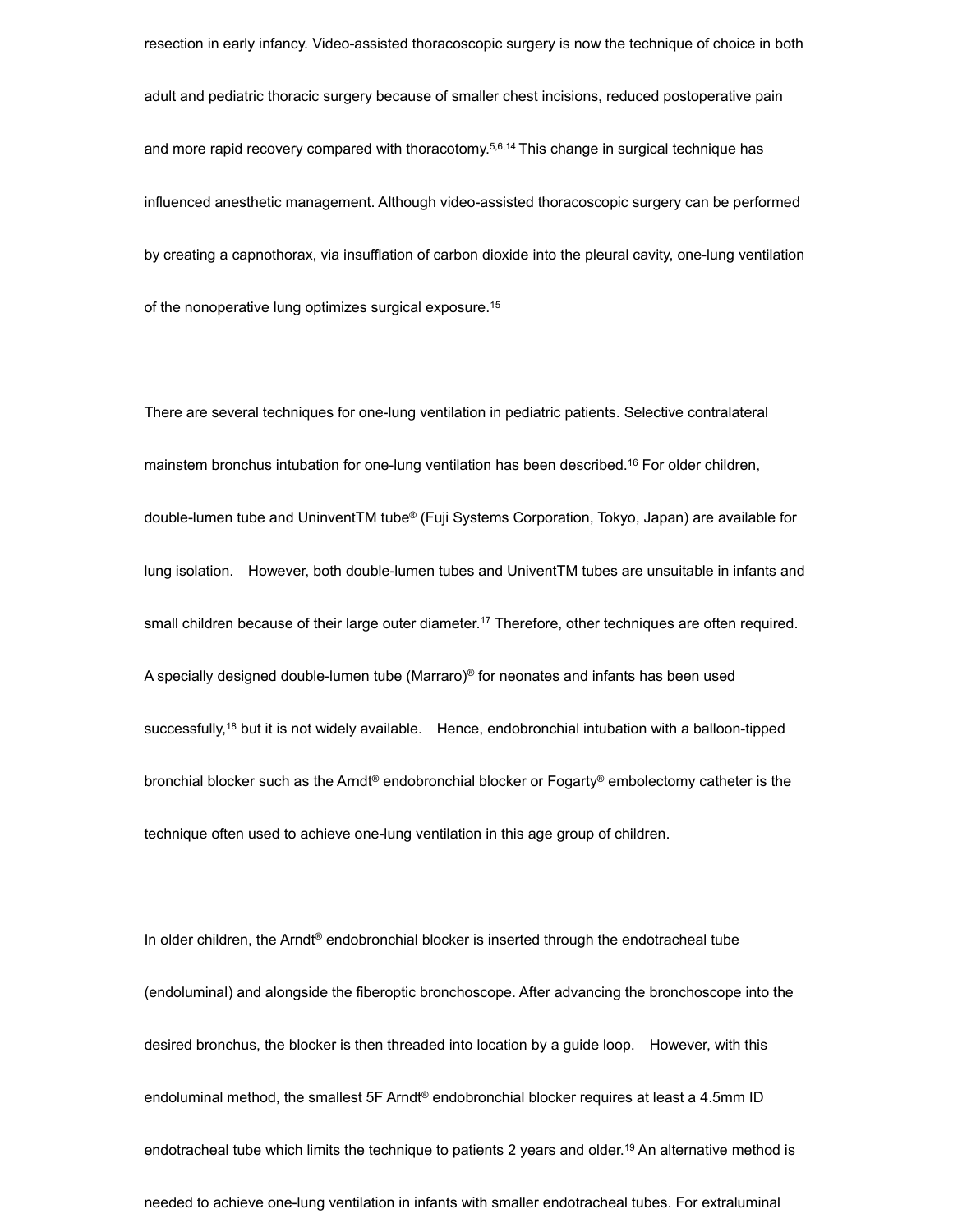resection in early infancy. Video-assisted thoracoscopic surgery is now the technique of choice in both adult and pediatric thoracic surgery because of smaller chest incisions, reduced postoperative pain and more rapid recovery compared with thoracotomy.[5,6,14] This change in surgical technique has influenced anesthetic management. Although video-assisted thoracoscopic surgery can be performed by creating a capnothorax, via insufflation of carbon dioxide into the pleural cavity, one-lung ventilation of the nonoperative lung optimizes surgical exposure.[15]

There are several techniques for one-lung ventilation in pediatric patients. Selective contralateral mainstem bronchus intubation for one-lung ventilation has been described.[16] For older children, double-lumen tube and UninventTM tube® (Fuji Systems Corporation, Tokyo, Japan) are available for lung isolation. However, both double-lumen tubes and UniventTM tubes are unsuitable in infants and small children because of their large outer diameter.[17] Therefore, other techniques are often required. A specially designed double-lumen tube (Marraro)® for neonates and infants has been used successfully,[18] but it is not widely available. Hence, endobronchial intubation with a balloon-tipped bronchial blocker such as the Arndt® endobronchial blocker or Fogarty® embolectomy catheter is the technique often used to achieve one-lung ventilation in this age group of children.

In older children, the Arndt® endobronchial blocker is inserted through the endotracheal tube (endoluminal) and alongside the fiberoptic bronchoscope. After advancing the bronchoscope into the desired bronchus, the blocker is then threaded into location by a guide loop. However, with this endoluminal method, the smallest 5F Arndt® endobronchial blocker requires at least a 4.5mm ID endotracheal tube which limits the technique to patients 2 years and older.[19] An alternative method is needed to achieve one-lung ventilation in infants with smaller endotracheal tubes. For extraluminal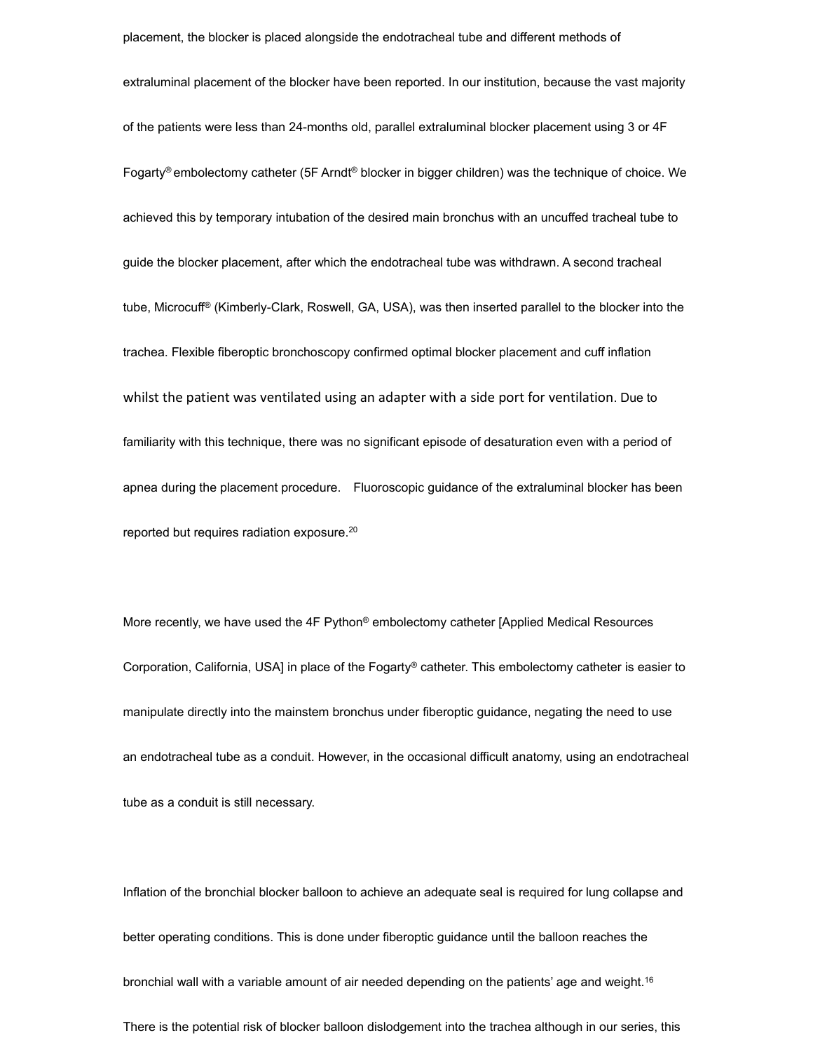placement, the blocker is placed alongside the endotracheal tube and different methods of extraluminal placement of the blocker have been reported. In our institution, because the vast majority of the patients were less than 24-months old, parallel extraluminal blocker placement using 3 or 4F Fogarty® embolectomy catheter (5F Arndt® blocker in bigger children) was the technique of choice. We achieved this by temporary intubation of the desired main bronchus with an uncuffed tracheal tube to guide the blocker placement, after which the endotracheal tube was withdrawn. A second tracheal tube, Microcuff® (Kimberly-Clark, Roswell, GA, USA), was then inserted parallel to the blocker into the trachea. Flexible fiberoptic bronchoscopy confirmed optimal blocker placement and cuff inflation whilst the patient was ventilated using an adapter with a side port for ventilation. Due to familiarity with this technique, there was no significant episode of desaturation even with a period of apnea during the placement procedure. Fluoroscopic guidance of the extraluminal blocker has been reported but requires radiation exposure.[20]

More recently, we have used the 4F Python® embolectomy catheter [Applied Medical Resources Corporation, California, USA] in place of the Fogarty® catheter. This embolectomy catheter is easier to manipulate directly into the mainstem bronchus under fiberoptic guidance, negating the need to use an endotracheal tube as a conduit. However, in the occasional difficult anatomy, using an endotracheal tube as a conduit is still necessary.

Inflation of the bronchial blocker balloon to achieve an adequate seal is required for lung collapse and better operating conditions. This is done under fiberoptic guidance until the balloon reaches the bronchial wall with a variable amount of air needed depending on the patients' age and weight.[16] There is the potential risk of blocker balloon dislodgement into the trachea although in our series, this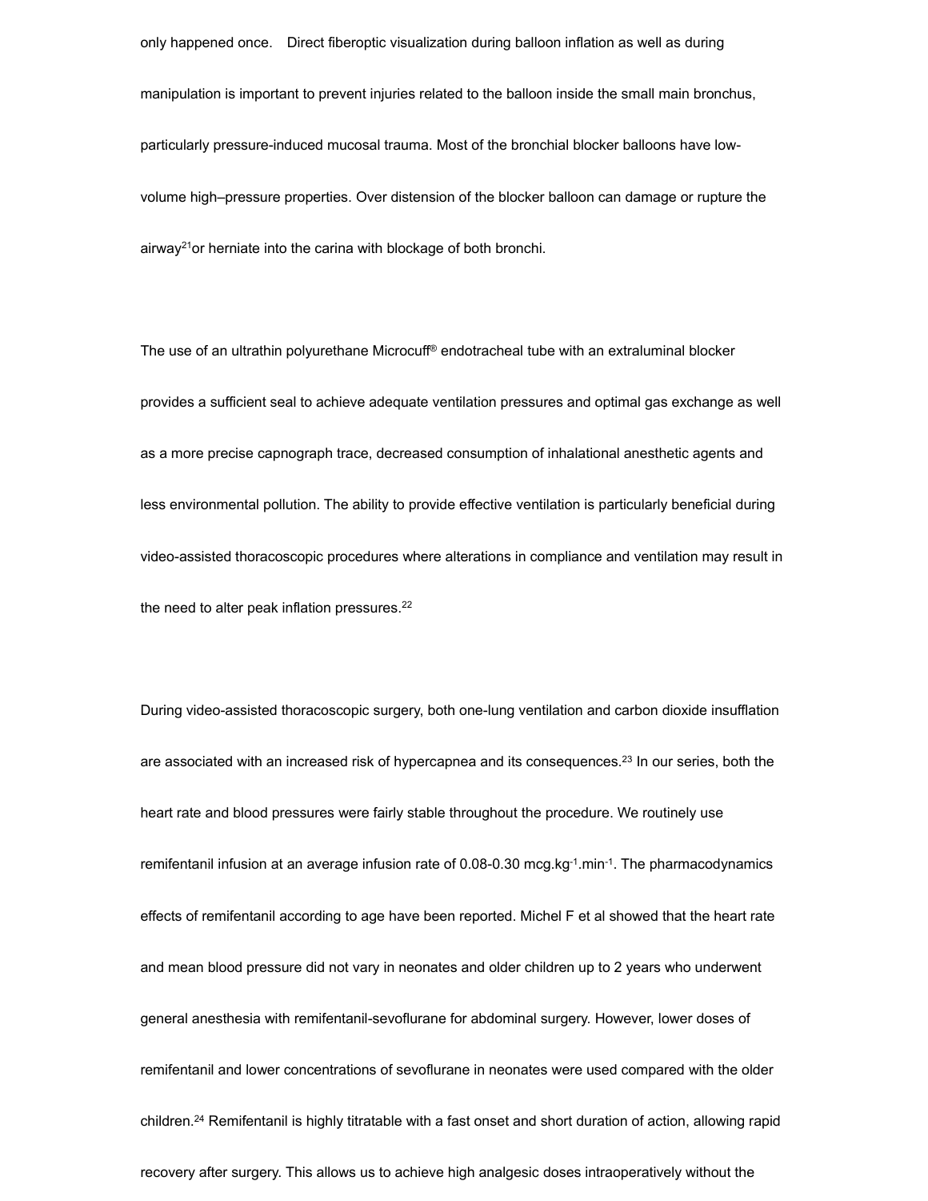only happened once. Direct fiberoptic visualization during balloon inflation as well as during manipulation is important to prevent injuries related to the balloon inside the small main bronchus, particularly pressure-induced mucosal trauma. Most of the bronchial blocker balloons have low-volume high–pressure properties. Over distension of the blocker balloon can damage or rupture the airway[21]or herniate into the carina with blockage of both bronchi.

The use of an ultrathin polyurethane Microcuff® endotracheal tube with an extraluminal blocker provides a sufficient seal to achieve adequate ventilation pressures and optimal gas exchange as well as a more precise capnograph trace, decreased consumption of inhalational anesthetic agents and less environmental pollution. The ability to provide effective ventilation is particularly beneficial during video-assisted thoracoscopic procedures where alterations in compliance and ventilation may result in the need to alter peak inflation pressures.[22]

During video-assisted thoracoscopic surgery, both one-lung ventilation and carbon dioxide insufflation are associated with an increased risk of hypercapnea and its consequences.[23] In our series, both the heart rate and blood pressures were fairly stable throughout the procedure. We routinely use remifentanil infusion at an average infusion rate of 0.08-0.30 $mcg.kg^{-1}.min^{-1}$. The pharmacodynamics effects of remifentanil according to age have been reported. Michel F et al showed that the heart rate and mean blood pressure did not vary in neonates and older children up to 2 years who underwent general anesthesia with remifentanil-sevoflurane for abdominal surgery. However, lower doses of remifentanil and lower concentrations of sevoflurane in neonates were used compared with the older children.[24] Remifentanil is highly titratable with a fast onset and short duration of action, allowing rapid recovery after surgery. This allows us to achieve high analgesic doses intraoperatively without the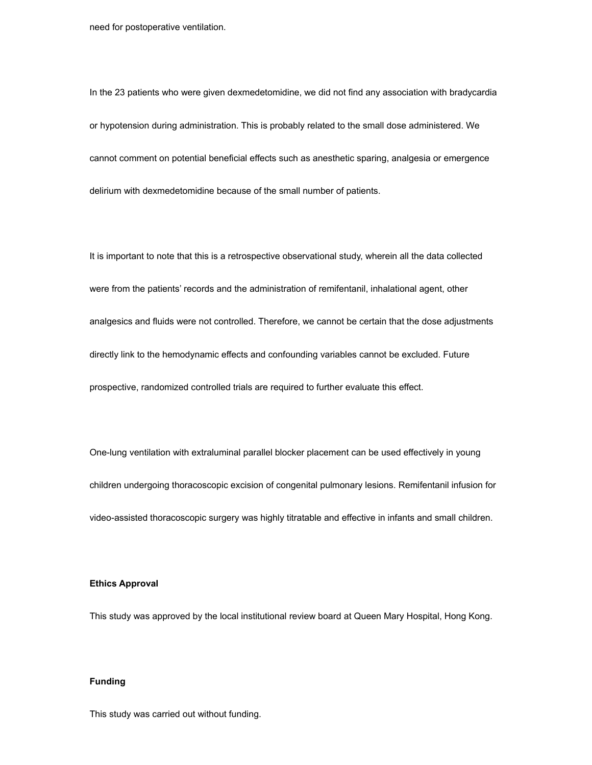need for postoperative ventilation.

In the 23 patients who were given dexmedetomidine, we did not find any association with bradycardia or hypotension during administration. This is probably related to the small dose administered. We cannot comment on potential beneficial effects such as anesthetic sparing, analgesia or emergence delirium with dexmedetomidine because of the small number of patients.

It is important to note that this is a retrospective observational study, wherein all the data collected were from the patients' records and the administration of remifentanil, inhalational agent, other analgesics and fluids were not controlled. Therefore, we cannot be certain that the dose adjustments directly link to the hemodynamic effects and confounding variables cannot be excluded. Future prospective, randomized controlled trials are required to further evaluate this effect.

One-lung ventilation with extraluminal parallel blocker placement can be used effectively in young children undergoing thoracoscopic excision of congenital pulmonary lesions. Remifentanil infusion for video-assisted thoracoscopic surgery was highly titratable and effective in infants and small children.

**Ethics Approval**

This study was approved by the local institutional review board at Queen Mary Hospital, Hong Kong.

**Funding**

This study was carried out without funding.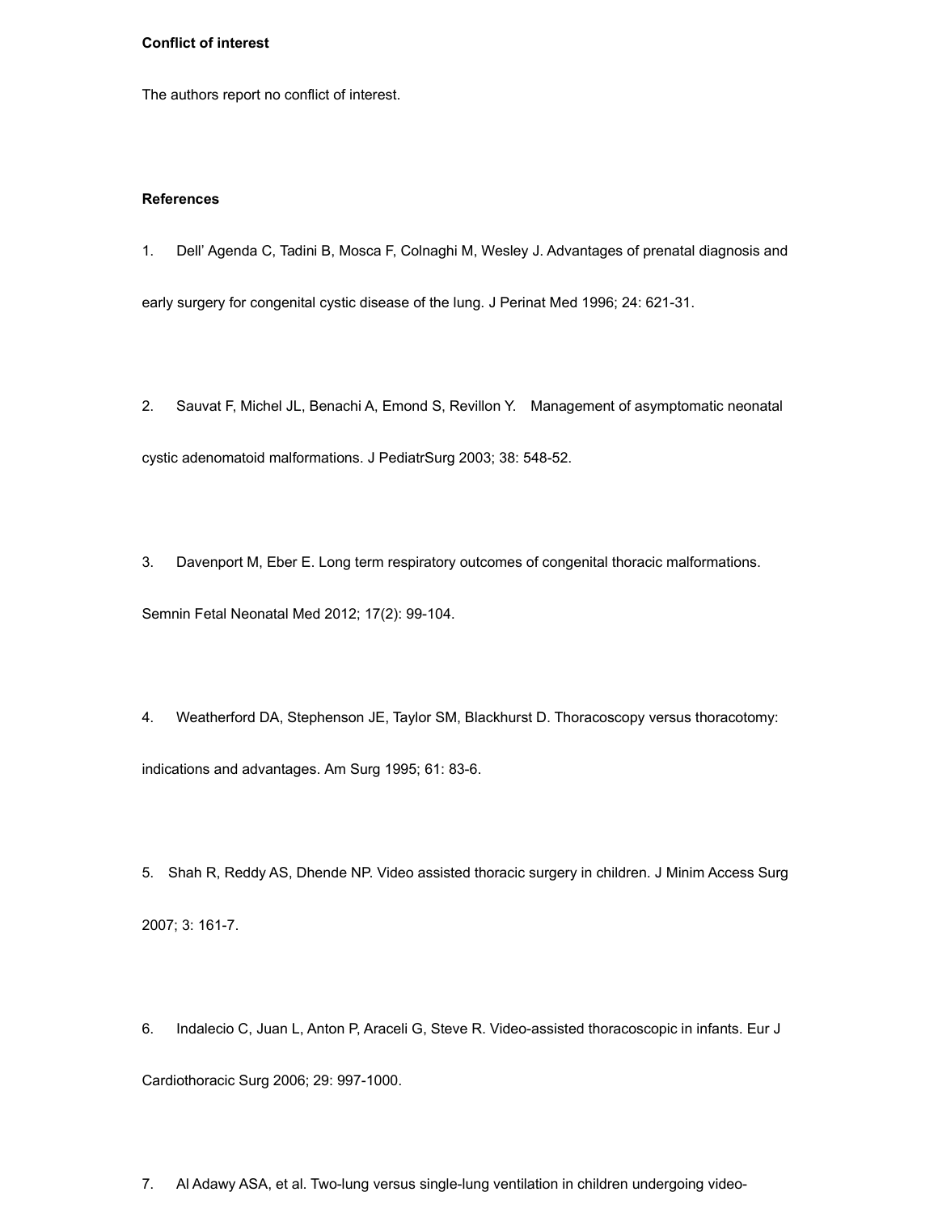**Conflict of interest**

The authors report no conflict of interest.

**References**

1. Dell' Agenda C, Tadini B, Mosca F, Colnaghi M, Wesley J. Advantages of prenatal diagnosis and early surgery for congenital cystic disease of the lung. J Perinat Med 1996; 24: 621-31.

2. Sauvat F, Michel JL, Benachi A, Emond S, Revillon Y. Management of asymptomatic neonatal cystic adenomatoid malformations. J PediatrSurg 2003; 38: 548-52.

3. Davenport M, Eber E. Long term respiratory outcomes of congenital thoracic malformations. Semnin Fetal Neonatal Med 2012; 17(2): 99-104.

4. Weatherford DA, Stephenson JE, Taylor SM, Blackhurst D. Thoracoscopy versus thoracotomy: indications and advantages. Am Surg 1995; 61: 83-6.

5. Shah R, Reddy AS, Dhende NP. Video assisted thoracic surgery in children. J Minim Access Surg 2007; 3: 161-7.

6. Indalecio C, Juan L, Anton P, Araceli G, Steve R. Video-assisted thoracoscopic in infants. Eur J Cardiothoracic Surg 2006; 29: 997-1000.

7. Al Adawy ASA, et al. Two-lung versus single-lung ventilation in children undergoing video-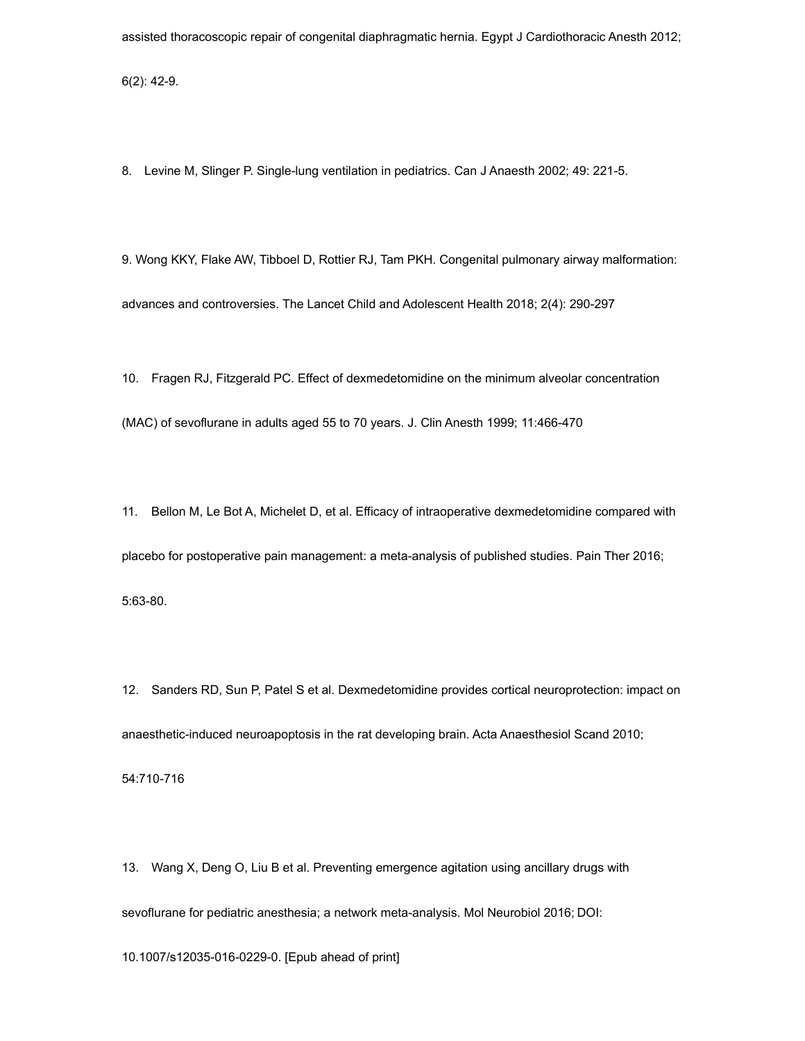assisted thoracoscopic repair of congenital diaphragmatic hernia. Egypt J Cardiothoracic Anesth 2012; 6(2): 42-9.

8. Levine M, Slinger P. Single-lung ventilation in pediatrics. Can J Anaesth 2002; 49: 221-5.

9. Wong KKY, Flake AW, Tibboel D, Rottier RJ, Tam PKH. Congenital pulmonary airway malformation: advances and controversies. The Lancet Child and Adolescent Health 2018; 2(4): 290-297

10. Fragen RJ, Fitzgerald PC. Effect of dexmedetomidine on the minimum alveolar concentration (MAC) of sevoflurane in adults aged 55 to 70 years. J. Clin Anesth 1999; 11:466-470

11. Bellon M, Le Bot A, Michelet D, et al. Efficacy of intraoperative dexmedetomidine compared with placebo for postoperative pain management: a meta-analysis of published studies. Pain Ther 2016; 5:63-80.

12. Sanders RD, Sun P, Patel S et al. Dexmedetomidine provides cortical neuroprotection: impact on anaesthetic-induced neuroapoptosis in the rat developing brain. Acta Anaesthesiol Scand 2010; 54:710-716

13. Wang X, Deng O, Liu B et al. Preventing emergence agitation using ancillary drugs with sevoflurane for pediatric anesthesia; a network meta-analysis. Mol Neurobiol 2016; DOI: 10.1007/s12035-016-0229-0. [Epub ahead of print]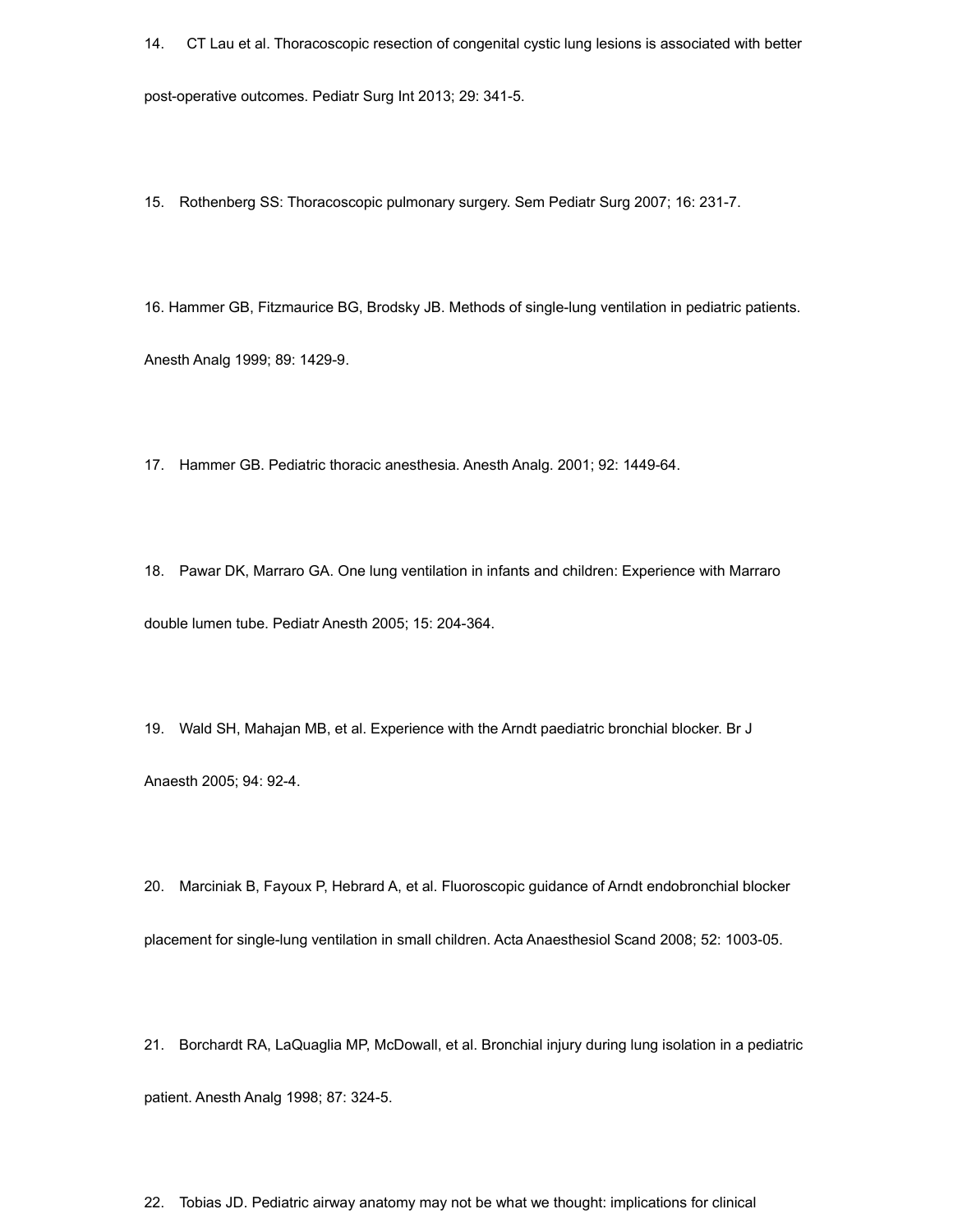14. CT Lau et al. Thoracoscopic resection of congenital cystic lung lesions is associated with better post-operative outcomes. Pediatr Surg Int 2013; 29: 341-5.

15. Rothenberg SS: Thoracoscopic pulmonary surgery. Sem Pediatr Surg 2007; 16: 231-7.

16. Hammer GB, Fitzmaurice BG, Brodsky JB. Methods of single-lung ventilation in pediatric patients. Anesth Analg 1999; 89: 1429-9.

17. Hammer GB. Pediatric thoracic anesthesia. Anesth Analg. 2001; 92: 1449-64.

18. Pawar DK, Marraro GA. One lung ventilation in infants and children: Experience with Marraro double lumen tube. Pediatr Anesth 2005; 15: 204-364.

19. Wald SH, Mahajan MB, et al. Experience with the Arndt paediatric bronchial blocker. Br J Anaesth 2005; 94: 92-4.

20. Marciniak B, Fayoux P, Hebrard A, et al. Fluoroscopic guidance of Arndt endobronchial blocker placement for single-lung ventilation in small children. Acta Anaesthesiol Scand 2008; 52: 1003-05.

21. Borchardt RA, LaQuaglia MP, McDowall, et al. Bronchial injury during lung isolation in a pediatric patient. Anesth Analg 1998; 87: 324-5.

22. Tobias JD. Pediatric airway anatomy may not be what we thought: implications for clinical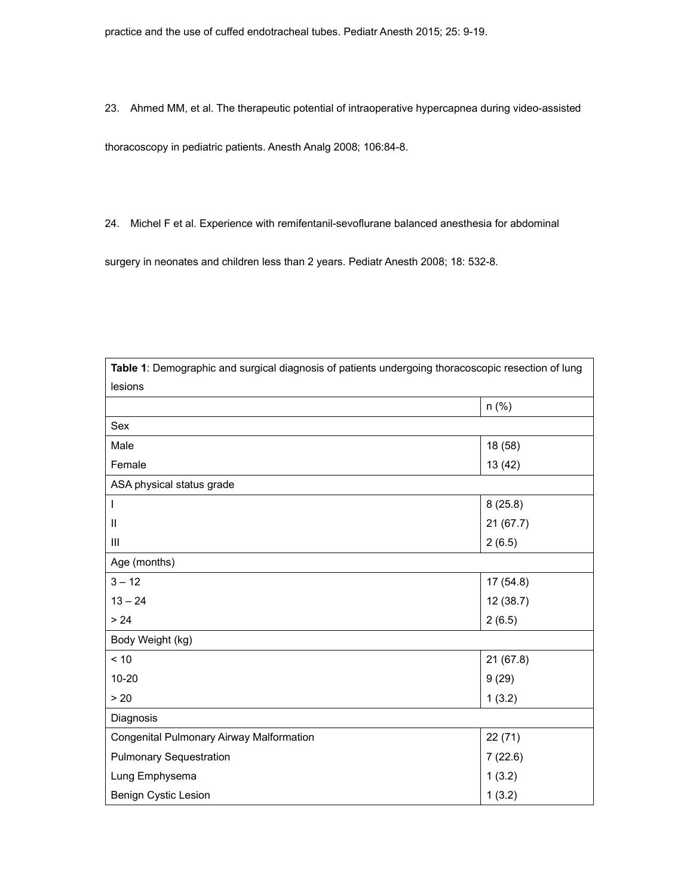practice and the use of cuffed endotracheal tubes. Pediatr Anesth 2015; 25: 9-19.

23. Ahmed MM, et al. The therapeutic potential of intraoperative hypercapnea during video-assisted thoracoscopy in pediatric patients. Anesth Analg 2008; 106:84-8.

24. Michel F et al. Experience with remifentanil-sevoflurane balanced anesthesia for abdominal surgery in neonates and children less than 2 years. Pediatr Anesth 2008; 18: 532-8.

**Table 1**: Demographic and surgical diagnosis of patients undergoing thoracoscopic resection of lung lesions

| | n (%) |
|---|---|
| Sex | |
| Male | 18 (58) |
| Female | 13 (42) |
| ASA physical status grade | |
| I | 8 (25.8) |
| II | 21 (67.7) |
| III | 2 (6.5) |
| Age (months) | |
| 3 – 12 | 17 (54.8) |
| 13 – 24 | 12 (38.7) |
| > 24 | 2 (6.5) |
| Body Weight (kg) | |
| < 10 | 21 (67.8) |
| 10-20 | 9 (29) |
| > 20 | 1 (3.2) |
| Diagnosis | |
| Congenital Pulmonary Airway Malformation | 22 (71) |
| Pulmonary Sequestration | 7 (22.6) |
| Lung Emphysema | 1 (3.2) |
| Benign Cystic Lesion | 1 (3.2) |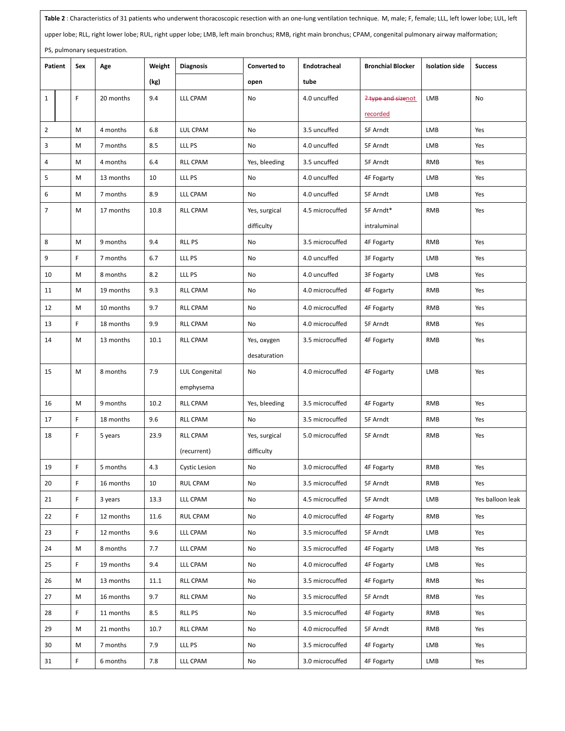**Table 2** : Characteristics of 31 patients who underwent thoracoscopic resection with an one-lung ventilation technique. M, male; F, female; LLL, left lower lobe; LUL, left upper lobe; RLL, right lower lobe; RUL, right upper lobe; LMB, left main bronchus; RMB, right main bronchus; CPAM, congenital pulmonary airway malformation; PS, pulmonary sequestration.

| Patient | Sex | Age | Weight (kg) | Diagnosis | Converted to open | Endotracheal tube | Bronchial Blocker | Isolation side | Success |
|---|---|---|---|---|---|---|---|---|---|
| 1 | F | 20 months | 9.4 | LLL CPAM | No | 4.0 uncuffed | ~~? type and size~~not recorded | LMB | No |
| 2 | M | 4 months | 6.8 | LUL CPAM | No | 3.5 uncuffed | 5F Arndt | LMB | Yes |
| 3 | M | 7 months | 8.5 | LLL PS | No | 4.0 uncuffed | 5F Arndt | LMB | Yes |
| 4 | M | 4 months | 6.4 | RLL CPAM | Yes, bleeding | 3.5 uncuffed | 5F Arndt | RMB | Yes |
| 5 | M | 13 months | 10 | LLL PS | No | 4.0 uncuffed | 4F Fogarty | LMB | Yes |
| 6 | M | 7 months | 8.9 | LLL CPAM | No | 4.0 uncuffed | 5F Arndt | LMB | Yes |
| 7 | M | 17 months | 10.8 | RLL CPAM | Yes, surgical difficulty | 4.5 microcuffed | 5F Arndt* intraluminal | RMB | Yes |
| 8 | M | 9 months | 9.4 | RLL PS | No | 3.5 microcuffed | 4F Fogarty | RMB | Yes |
| 9 | F | 7 months | 6.7 | LLL PS | No | 4.0 uncuffed | 3F Fogarty | LMB | Yes |
| 10 | M | 8 months | 8.2 | LLL PS | No | 4.0 uncuffed | 3F Fogarty | LMB | Yes |
| 11 | M | 19 months | 9.3 | RLL CPAM | No | 4.0 microcuffed | 4F Fogarty | RMB | Yes |
| 12 | M | 10 months | 9.7 | RLL CPAM | No | 4.0 microcuffed | 4F Fogarty | RMB | Yes |
| 13 | F | 18 months | 9.9 | RLL CPAM | No | 4.0 microcuffed | 5F Arndt | RMB | Yes |
| 14 | M | 13 months | 10.1 | RLL CPAM | Yes, oxygen desaturation | 3.5 microcuffed | 4F Fogarty | RMB | Yes |
| 15 | M | 8 months | 7.9 | LUL Congenital emphysema | No | 4.0 microcuffed | 4F Fogarty | LMB | Yes |
| 16 | M | 9 months | 10.2 | RLL CPAM | Yes, bleeding | 3.5 microcuffed | 4F Fogarty | RMB | Yes |
| 17 | F | 18 months | 9.6 | RLL CPAM | No | 3.5 microcuffed | 5F Arndt | RMB | Yes |
| 18 | F | 5 years | 23.9 | RLL CPAM (recurrent) | Yes, surgical difficulty | 5.0 microcuffed | 5F Arndt | RMB | Yes |
| 19 | F | 5 months | 4.3 | Cystic Lesion | No | 3.0 microcuffed | 4F Fogarty | RMB | Yes |
| 20 | F | 16 months | 10 | RUL CPAM | No | 3.5 microcuffed | 5F Arndt | RMB | Yes |
| 21 | F | 3 years | 13.3 | LLL CPAM | No | 4.5 microcuffed | 5F Arndt | LMB | Yes balloon leak |
| 22 | F | 12 months | 11.6 | RUL CPAM | No | 4.0 microcuffed | 4F Fogarty | RMB | Yes |
| 23 | F | 12 months | 9.6 | LLL CPAM | No | 3.5 microcuffed | 5F Arndt | LMB | Yes |
| 24 | M | 8 months | 7.7 | LLL CPAM | No | 3.5 microcuffed | 4F Fogarty | LMB | Yes |
| 25 | F | 19 months | 9.4 | LLL CPAM | No | 4.0 microcuffed | 4F Fogarty | LMB | Yes |
| 26 | M | 13 months | 11.1 | RLL CPAM | No | 3.5 microcuffed | 4F Fogarty | RMB | Yes |
| 27 | M | 16 months | 9.7 | RLL CPAM | No | 3.5 microcuffed | 5F Arndt | RMB | Yes |
| 28 | F | 11 months | 8.5 | RLL PS | No | 3.5 microcuffed | 4F Fogarty | RMB | Yes |
| 29 | M | 21 months | 10.7 | RLL CPAM | No | 4.0 microcuffed | 5F Arndt | RMB | Yes |
| 30 | M | 7 months | 7.9 | LLL PS | No | 3.5 microcuffed | 4F Fogarty | LMB | Yes |
| 31 | F | 6 months | 7.8 | LLL CPAM | No | 3.0 microcuffed | 4F Fogarty | LMB | Yes |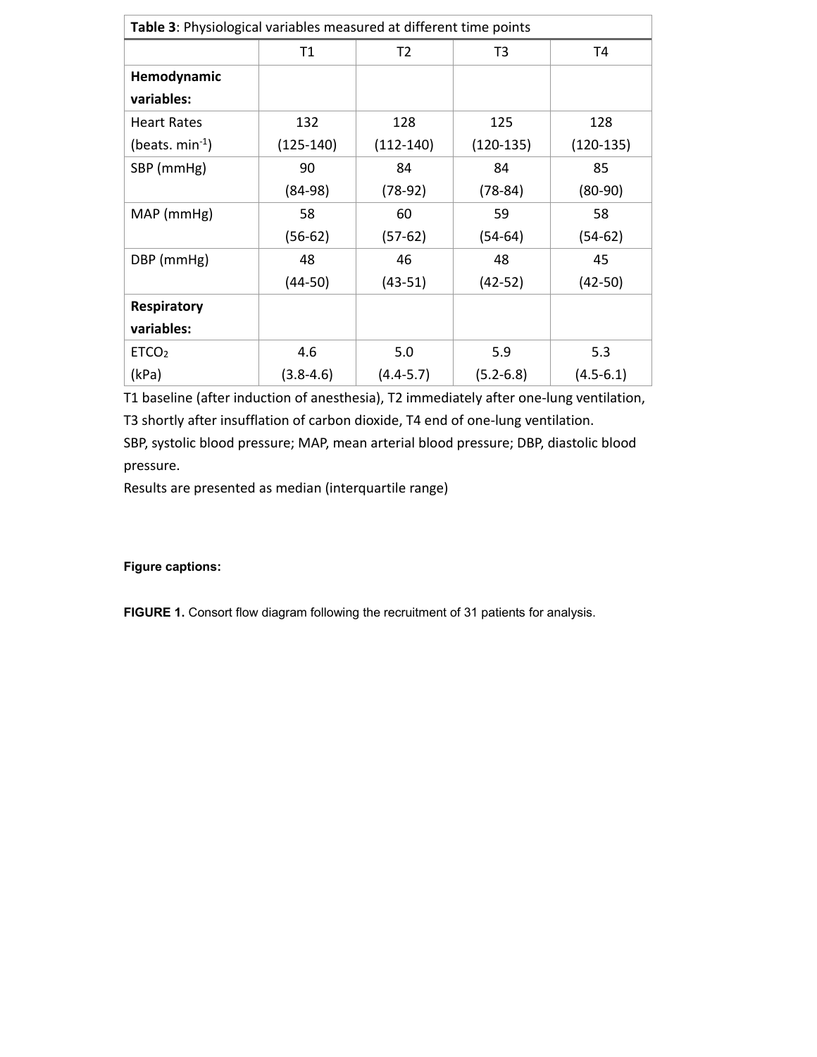**Table 3**: Physiological variables measured at different time points

| | T1 | T2 | T3 | T4 |
|---|---|---|---|---|
| **Hemodynamic variables:** | | | | |
| Heart Rates (beats. $min^{-1}$) | 132 (125-140) | 128 (112-140) | 125 (120-135) | 128 (120-135) |
| SBP (mmHg) | 90 (84-98) | 84 (78-92) | 84 (78-84) | 85 (80-90) |
| MAP (mmHg) | 58 (56-62) | 60 (57-62) | 59 (54-64) | 58 (54-62) |
| DBP (mmHg) | 48 (44-50) | 46 (43-51) | 48 (42-52) | 45 (42-50) |
| **Respiratory variables:** | | | | |
| $ETCO_2$ (kPa) | 4.6 (3.8-4.6) | 5.0 (4.4-5.7) | 5.9 (5.2-6.8) | 5.3 (4.5-6.1) |

T1 baseline (after induction of anesthesia), T2 immediately after one-lung ventilation, T3 shortly after insufflation of carbon dioxide, T4 end of one-lung ventilation.

SBP, systolic blood pressure; MAP, mean arterial blood pressure; DBP, diastolic blood pressure.

Results are presented as median (interquartile range)

**Figure captions:**

**FIGURE 1.** Consort flow diagram following the recruitment of 31 patients for analysis.